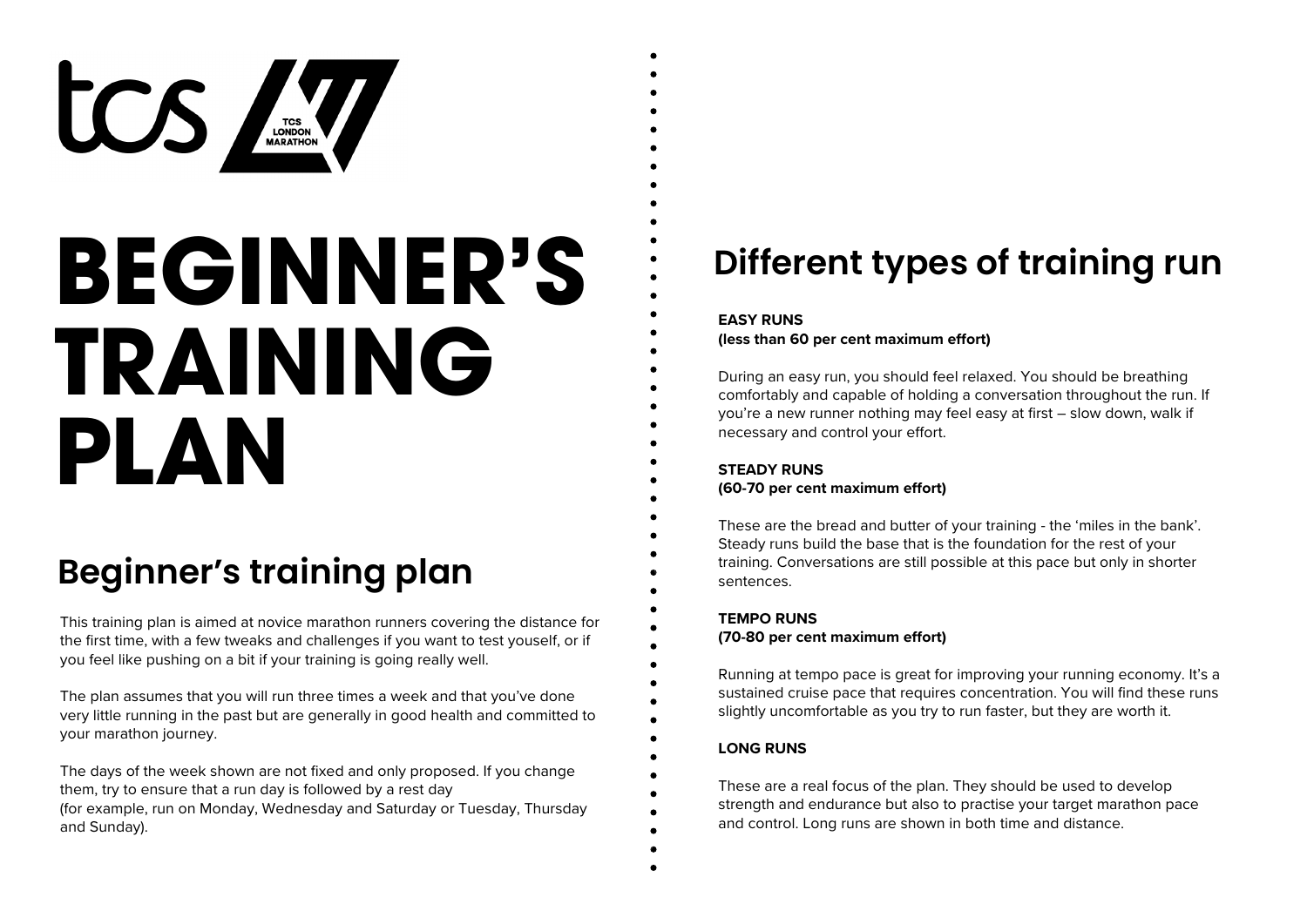# BEGINNER'S TRAINING PLAN

## Beginner's training plan

This training plan is aimed at novice marathon runners covering the distance for the first time, with a few tweaks and challenges if you want to test youself, or if you feel like pushing on a bit if your training is going really well.

The plan assumes that you will run three times a week and that you've done very little running in the past but are generally in good health and committed to your marathon journey.

The days of the week shown are not fixed and only proposed. If you change them, try to ensure that a run day is followed by a rest day
(for example, run on Monday, Wednesday and Saturday or Tuesday, Thursday and Sunday).

## Different types of training run

**EASY RUNS**
**(less than 60 per cent maximum effort)**

During an easy run, you should feel relaxed. You should be breathing comfortably and capable of holding a conversation throughout the run. If you're a new runner nothing may feel easy at first – slow down, walk if necessary and control your effort.

**STEADY RUNS**
**(60-70 per cent maximum effort)**

These are the bread and butter of your training - the 'miles in the bank'. Steady runs build the base that is the foundation for the rest of your training. Conversations are still possible at this pace but only in shorter sentences.

**TEMPO RUNS**
**(70-80 per cent maximum effort)**

Running at tempo pace is great for improving your running economy. It's a sustained cruise pace that requires concentration. You will find these runs slightly uncomfortable as you try to run faster, but they are worth it.

**LONG RUNS**

These are a real focus of the plan. They should be used to develop strength and endurance but also to practise your target marathon pace and control. Long runs are shown in both time and distance.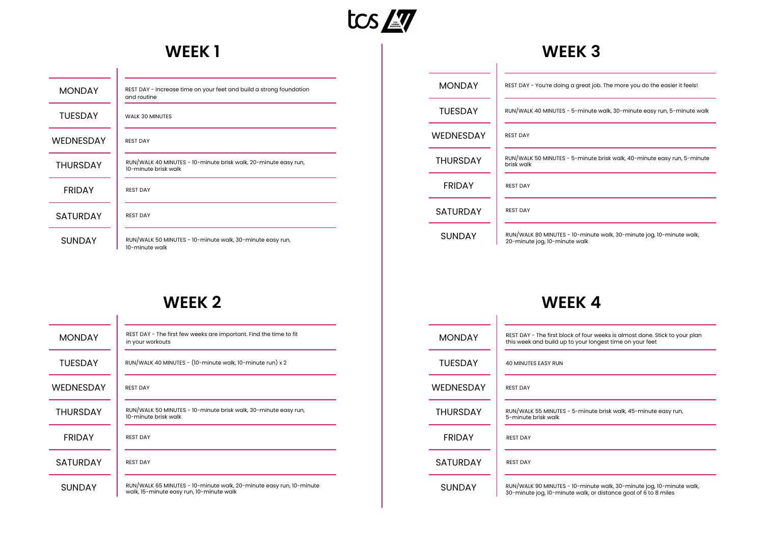## WEEK 1

| | |
|---|---|
| MONDAY | REST DAY - Increase time on your feet and build a strong foundation and routine |
| TUESDAY | WALK 30 MINUTES |
| WEDNESDAY | REST DAY |
| THURSDAY | RUN/WALK 40 MINUTES - 10-minute brisk walk, 20-minute easy run, 10-minute brisk walk |
| FRIDAY | REST DAY |
| SATURDAY | REST DAY |
| SUNDAY | RUN/WALK 50 MINUTES - 10-minute walk, 30-minute easy run, 10-minute walk |

## WEEK 2

| | |
|---|---|
| MONDAY | REST DAY - The first few weeks are important. Find the time to fit in your workouts |
| TUESDAY | RUN/WALK 40 MINUTES - (10-minute walk, 10-minute run) x 2 |
| WEDNESDAY | REST DAY |
| THURSDAY | RUN/WALK 50 MINUTES - 10-minute brisk walk, 30-minute easy run, 10-minute brisk walk |
| FRIDAY | REST DAY |
| SATURDAY | REST DAY |
| SUNDAY | RUN/WALK 65 MINUTES - 10-minute walk, 20-minute easy run, 10-minute walk, 15-minute easy run, 10-minute walk |

## WEEK 3

| | |
|---|---|
| MONDAY | REST DAY - You're doing a great job. The more you do the easier it feels! |
| TUESDAY | RUN/WALK 40 MINUTES - 5-minute walk, 30-minute easy run, 5-minute walk |
| WEDNESDAY | REST DAY |
| THURSDAY | RUN/WALK 50 MINUTES - 5-minute brisk walk, 40-minute easy run, 5-minute brisk walk |
| FRIDAY | REST DAY |
| SATURDAY | REST DAY |
| SUNDAY | RUN/WALK 80 MINUTES - 10-minute walk, 30-minute jog, 10-minute walk, 20-minute jog, 10-minute walk |

## WEEK 4

| | |
|---|---|
| MONDAY | REST DAY - The first block of four weeks is almost done. Stick to your plan this week and build up to your longest time on your feet |
| TUESDAY | 40 MINUTES EASY RUN |
| WEDNESDAY | REST DAY |
| THURSDAY | RUN/WALK 55 MINUTES - 5-minute brisk walk, 45-minute easy run, 5-minute brisk walk |
| FRIDAY | REST DAY |
| SATURDAY | REST DAY |
| SUNDAY | RUN/WALK 90 MINUTES - 10-minute walk, 30-minute jog, 10-minute walk, 30-minute jog, 10-minute walk, or distance goal of 6 to 8 miles |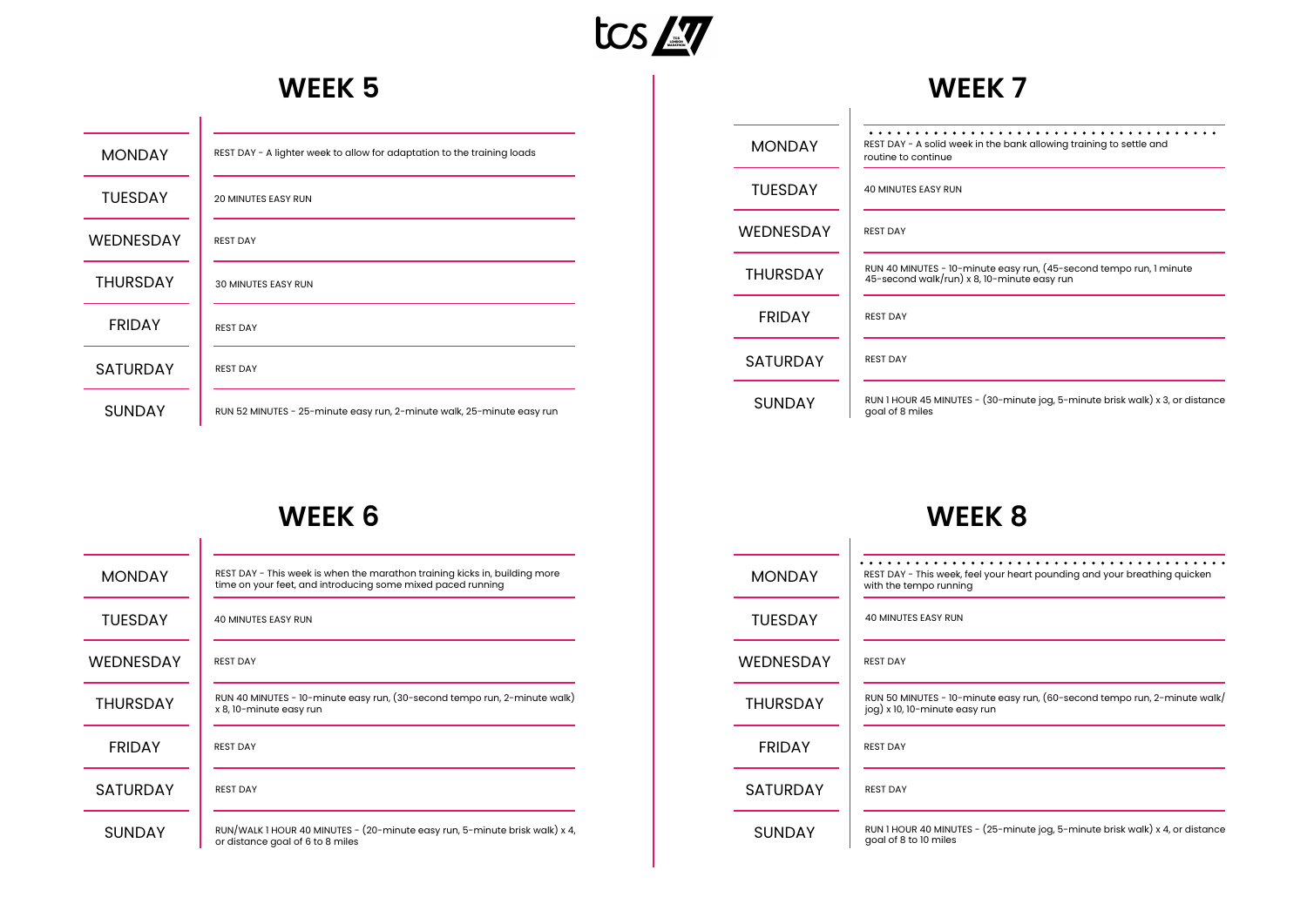## WEEK 5

| | |
|---|---|
| MONDAY | REST DAY - A lighter week to allow for adaptation to the training loads |
| TUESDAY | 20 MINUTES EASY RUN |
| WEDNESDAY | REST DAY |
| THURSDAY | 30 MINUTES EASY RUN |
| FRIDAY | REST DAY |
| SATURDAY | REST DAY |
| SUNDAY | RUN 52 MINUTES - 25-minute easy run, 2-minute walk, 25-minute easy run |

## WEEK 6

| | |
|---|---|
| MONDAY | REST DAY - This week is when the marathon training kicks in, building more time on your feet, and introducing some mixed paced running |
| TUESDAY | 40 MINUTES EASY RUN |
| WEDNESDAY | REST DAY |
| THURSDAY | RUN 40 MINUTES - 10-minute easy run, (30-second tempo run, 2-minute walk) x 8, 10-minute easy run |
| FRIDAY | REST DAY |
| SATURDAY | REST DAY |
| SUNDAY | RUN/WALK 1 HOUR 40 MINUTES - (20-minute easy run, 5-minute brisk walk) x 4, or distance goal of 6 to 8 miles |

## WEEK 7

| | |
|---|---|
| MONDAY | REST DAY - A solid week in the bank allowing training to settle and routine to continue |
| TUESDAY | 40 MINUTES EASY RUN |
| WEDNESDAY | REST DAY |
| THURSDAY | RUN 40 MINUTES - 10-minute easy run, (45-second tempo run, 1 minute 45-second walk/run) x 8, 10-minute easy run |
| FRIDAY | REST DAY |
| SATURDAY | REST DAY |
| SUNDAY | RUN 1 HOUR 45 MINUTES - (30-minute jog, 5-minute brisk walk) x 3, or distance goal of 8 miles |

## WEEK 8

| | |
|---|---|
| MONDAY | REST DAY - This week, feel your heart pounding and your breathing quicken with the tempo running |
| TUESDAY | 40 MINUTES EASY RUN |
| WEDNESDAY | REST DAY |
| THURSDAY | RUN 50 MINUTES - 10-minute easy run, (60-second tempo run, 2-minute walk/jog) x 10, 10-minute easy run |
| FRIDAY | REST DAY |
| SATURDAY | REST DAY |
| SUNDAY | RUN 1 HOUR 40 MINUTES - (25-minute jog, 5-minute brisk walk) x 4, or distance goal of 8 to 10 miles |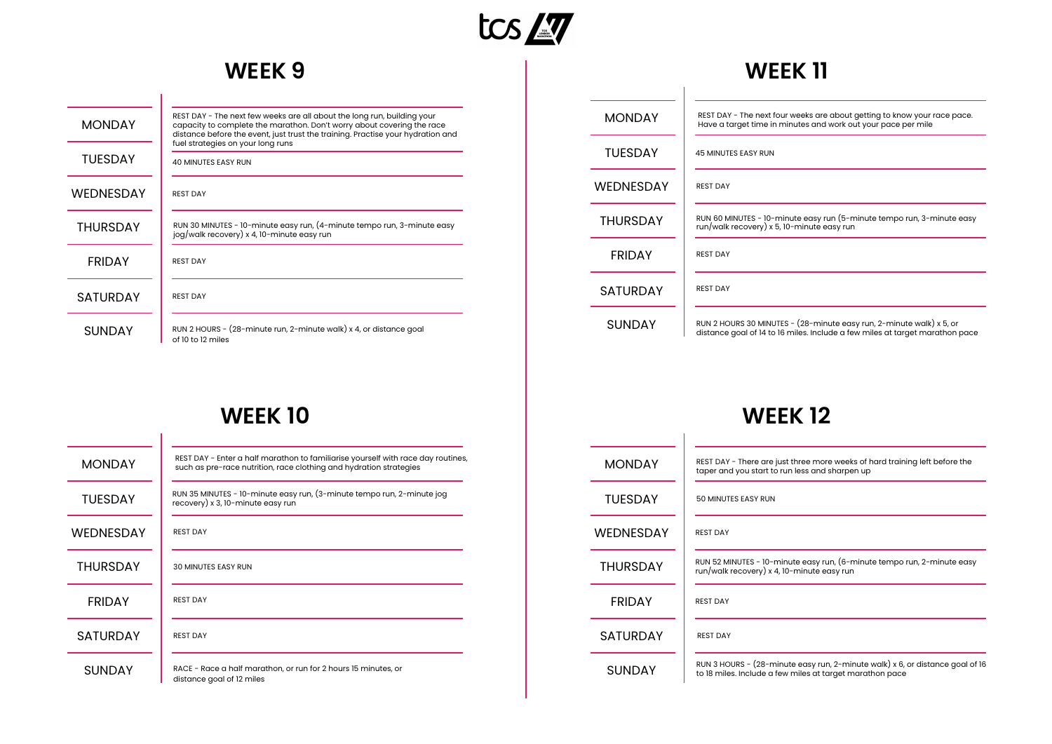## WEEK 9

| | |
|---|---|
| MONDAY | REST DAY - The next few weeks are all about the long run, building your capacity to complete the marathon. Don't worry about covering the race distance before the event, just trust the training. Practise your hydration and fuel strategies on your long runs |
| TUESDAY | 40 MINUTES EASY RUN |
| WEDNESDAY | REST DAY |
| THURSDAY | RUN 30 MINUTES - 10-minute easy run, (4-minute tempo run, 3-minute easy jog/walk recovery) x 4, 10-minute easy run |
| FRIDAY | REST DAY |
| SATURDAY | REST DAY |
| SUNDAY | RUN 2 HOURS - (28-minute run, 2-minute walk) x 4, or distance goal of 10 to 12 miles |

## WEEK 10

| | |
|---|---|
| MONDAY | REST DAY - Enter a half marathon to familiarise yourself with race day routines, such as pre-race nutrition, race clothing and hydration strategies |
| TUESDAY | RUN 35 MINUTES - 10-minute easy run, (3-minute tempo run, 2-minute jog recovery) x 3, 10-minute easy run |
| WEDNESDAY | REST DAY |
| THURSDAY | 30 MINUTES EASY RUN |
| FRIDAY | REST DAY |
| SATURDAY | REST DAY |
| SUNDAY | RACE - Race a half marathon, or run for 2 hours 15 minutes, or distance goal of 12 miles |

## WEEK 11

| | |
|---|---|
| MONDAY | REST DAY - The next four weeks are about getting to know your race pace. Have a target time in minutes and work out your pace per mile |
| TUESDAY | 45 MINUTES EASY RUN |
| WEDNESDAY | REST DAY |
| THURSDAY | RUN 60 MINUTES - 10-minute easy run (5-minute tempo run, 3-minute easy run/walk recovery) x 5, 10-minute easy run |
| FRIDAY | REST DAY |
| SATURDAY | REST DAY |
| SUNDAY | RUN 2 HOURS 30 MINUTES - (28-minute easy run, 2-minute walk) x 5, or distance goal of 14 to 16 miles. Include a few miles at target marathon pace |

## WEEK 12

| | |
|---|---|
| MONDAY | REST DAY - There are just three more weeks of hard training left before the taper and you start to run less and sharpen up |
| TUESDAY | 50 MINUTES EASY RUN |
| WEDNESDAY | REST DAY |
| THURSDAY | RUN 52 MINUTES - 10-minute easy run, (6-minute tempo run, 2-minute easy run/walk recovery) x 4, 10-minute easy run |
| FRIDAY | REST DAY |
| SATURDAY | REST DAY |
| SUNDAY | RUN 3 HOURS - (28-minute easy run, 2-minute walk) x 6, or distance goal of 16 to 18 miles. Include a few miles at target marathon pace |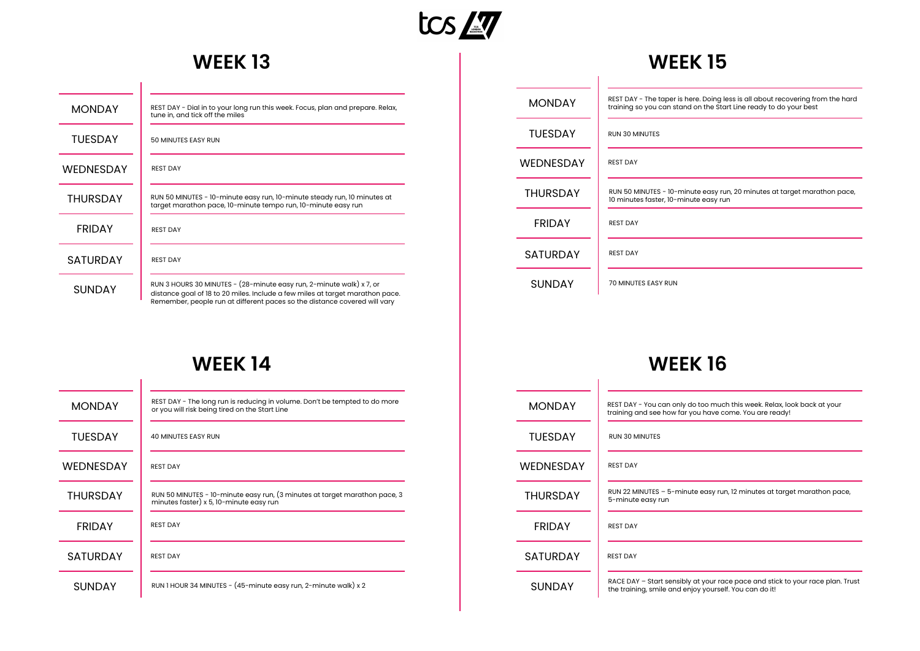## WEEK 13

| | |
|---|---|
| MONDAY | REST DAY - Dial in to your long run this week. Focus, plan and prepare. Relax, tune in, and tick off the miles |
| TUESDAY | 50 MINUTES EASY RUN |
| WEDNESDAY | REST DAY |
| THURSDAY | RUN 50 MINUTES - 10-minute easy run, 10-minute steady run, 10 minutes at target marathon pace, 10-minute tempo run, 10-minute easy run |
| FRIDAY | REST DAY |
| SATURDAY | REST DAY |
| SUNDAY | RUN 3 HOURS 30 MINUTES - (28-minute easy run, 2-minute walk) x 7, or distance goal of 18 to 20 miles. Include a few miles at target marathon pace. Remember, people run at different paces so the distance covered will vary |

## WEEK 14

| | |
|---|---|
| MONDAY | REST DAY - The long run is reducing in volume. Don't be tempted to do more or you will risk being tired on the Start Line |
| TUESDAY | 40 MINUTES EASY RUN |
| WEDNESDAY | REST DAY |
| THURSDAY | RUN 50 MINUTES - 10-minute easy run, (3 minutes at target marathon pace, 3 minutes faster) x 5, 10-minute easy run |
| FRIDAY | REST DAY |
| SATURDAY | REST DAY |
| SUNDAY | RUN 1 HOUR 34 MINUTES - (45-minute easy run, 2-minute walk) x 2 |

## WEEK 15

| | |
|---|---|
| MONDAY | REST DAY - The taper is here. Doing less is all about recovering from the hard training so you can stand on the Start Line ready to do your best |
| TUESDAY | RUN 30 MINUTES |
| WEDNESDAY | REST DAY |
| THURSDAY | RUN 50 MINUTES - 10-minute easy run, 20 minutes at target marathon pace, 10 minutes faster, 10-minute easy run |
| FRIDAY | REST DAY |
| SATURDAY | REST DAY |
| SUNDAY | 70 MINUTES EASY RUN |

## WEEK 16

| | |
|---|---|
| MONDAY | REST DAY - You can only do too much this week. Relax, look back at your training and see how far you have come. You are ready! |
| TUESDAY | RUN 30 MINUTES |
| WEDNESDAY | REST DAY |
| THURSDAY | RUN 22 MINUTES – 5-minute easy run, 12 minutes at target marathon pace, 5-minute easy run |
| FRIDAY | REST DAY |
| SATURDAY | REST DAY |
| SUNDAY | RACE DAY – Start sensibly at your race pace and stick to your race plan. Trust the training, smile and enjoy yourself. You can do it! |